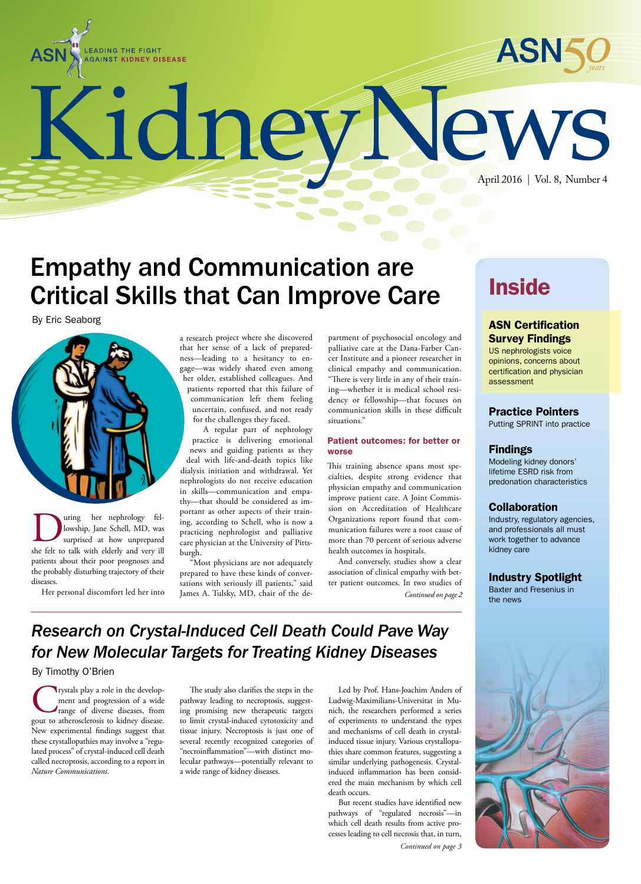ASN LEADING THE FIGHT AGAINST KIDNEY DISEASE

ASN 50 years

# Kidney News

April 2016 | Vol. 8, Number 4

## Empathy and Communication are Critical Skills that Can Improve Care

By Eric Seaborg

During her nephrology fellowship, Jane Schell, MD, was surprised at how unprepared she felt to talk with elderly and very ill patients about their poor prognoses and the probably disturbing trajectory of their diseases.

Her personal discomfort led her into a research project where she discovered that her sense of a lack of preparedness—leading to a hesitancy to engage—was widely shared even among her older, established colleagues. And patients reported that this failure of communication left them feeling uncertain, confused, and not ready for the challenges they faced.

A regular part of nephrology practice is delivering emotional news and guiding patients as they deal with life-and-death topics like dialysis initiation and withdrawal. Yet nephrologists do not receive education in skills—communication and empathy—that should be considered as important as other aspects of their training, according to Schell, who is now a practicing nephrologist and palliative care physician at the University of Pittsburgh.

"Most physicians are not adequately prepared to have these kinds of conversations with seriously ill patients," said James A. Tulsky, MD, chair of the department of psychosocial oncology and palliative care at the Dana-Farber Cancer Institute and a pioneer researcher in clinical empathy and communication. "There is very little in any of their training—whether it is medical school residency or fellowship—that focuses on communication skills in these difficult situations."

### Patient outcomes: for better or worse

This training absence spans most specialties, despite strong evidence that physician empathy and communication improve patient care. A Joint Commission on Accreditation of Healthcare Organizations report found that communication failures were a root cause of more than 70 percent of serious adverse health outcomes in hospitals.

And conversely, studies show a clear association of clinical empathy with better patient outcomes. In two studies of

*Continued on page 2*

## *Research on Crystal-Induced Cell Death Could Pave Way for New Molecular Targets for Treating Kidney Diseases*

By Timothy O'Brien

Crystals play a role in the development and progression of a wide range of diverse diseases, from gout to atherosclerosis to kidney disease. New experimental findings suggest that these crystallopathies may involve a "regulated process" of crystal-induced cell death called necroptosis, according to a report in *Nature Communications*.

The study also clarifies the steps in the pathway leading to necroptosis, suggesting promising new therapeutic targets to limit crystal-induced cytotoxicity and tissue injury. Necroptosis is just one of several recently recognized categories of "necroinflammation"—with distinct molecular pathways—potentially relevant to a wide range of kidney diseases.

Led by Prof. Hans-Joachim Anders of Ludwig-Maximilians-Universitat in Munich, the researchers performed a series of experiments to understand the types and mechanisms of cell death in crystal-induced tissue injury. Various crystallopathies share common features, suggesting a similar underlying pathogenesis. Crystal-induced inflammation has been considered the main mechanism by which cell death occurs.

But recent studies have identified new pathways of "regulated necrosis"—in which cell death results from active processes leading to cell necrosis that, in turn,

*Continued on page 3*

## Inside

**ASN Certification Survey Findings**
US nephrologists voice opinions, concerns about certification and physician assessment

**Practice Pointers**
Putting SPRINT into practice

**Findings**
Modeling kidney donors' lifetime ESRD risk from predonation characteristics

**Collaboration**
Industry, regulatory agencies, and professionals all must work together to advance kidney care

**Industry Spotlight**
Baxter and Fresenius in the news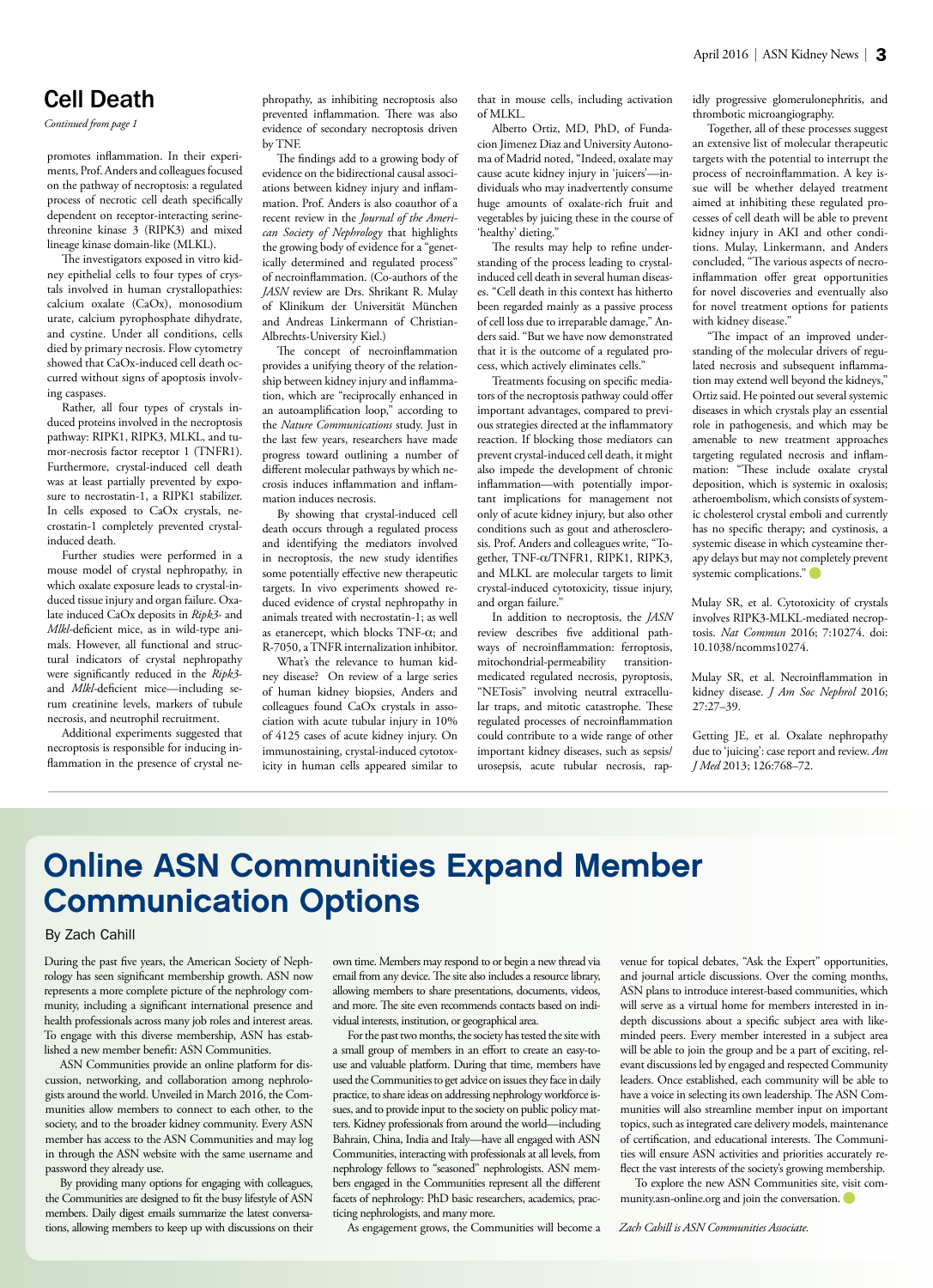## Cell Death

*Continued from page 1*

promotes inflammation. In their experiments, Prof. Anders and colleagues focused on the pathway of necroptosis: a regulated process of necrotic cell death specifically dependent on receptor-interacting serine-threonine kinase 3 (RIPK3) and mixed lineage kinase domain-like (MLKL).

The investigators exposed in vitro kidney epithelial cells to four types of crystals involved in human crystallopathies: calcium oxalate (CaOx), monosodium urate, calcium pyrophosphate dihydrate, and cystine. Under all conditions, cells died by primary necrosis. Flow cytometry showed that CaOx-induced cell death occurred without signs of apoptosis involving caspases.

Rather, all four types of crystals induced proteins involved in the necroptosis pathway: RIPK1, RIPK3, MLKL, and tumor-necrosis factor receptor 1 (TNFR1). Furthermore, crystal-induced cell death was at least partially prevented by exposure to necrostatin-1, a RIPK1 stabilizer. In cells exposed to CaOx crystals, necrostatin-1 completely prevented crystal-induced death.

Further studies were performed in a mouse model of crystal nephropathy, in which oxalate exposure leads to crystal-induced tissue injury and organ failure. Oxalate induced CaOx deposits in *Ripk3*- and *Mlkl*-deficient mice, as in wild-type animals. However, all functional and structural indicators of crystal nephropathy were significantly reduced in the *Ripk3*- and *Mlkl*-deficient mice—including serum creatinine levels, markers of tubule necrosis, and neutrophil recruitment.

Additional experiments suggested that necroptosis is responsible for inducing inflammation in the presence of crystal nephropathy, as inhibiting necroptosis also prevented inflammation. There was also evidence of secondary necroptosis driven by TNF.

The findings add to a growing body of evidence on the bidirectional causal associations between kidney injury and inflammation. Prof. Anders is also coauthor of a recent review in the *Journal of the American Society of Nephrology* that highlights the growing body of evidence for a "genetically determined and regulated process" of necroinflammation. (Co-authors of the *JASN* review are Drs. Shrikant R. Mulay of Klinikum der Universität München and Andreas Linkermann of Christian-Albrechts-University Kiel.)

The concept of necroinflammation provides a unifying theory of the relationship between kidney injury and inflammation, which are "reciprocally enhanced in an autoamplification loop," according to the *Nature Communications* study. Just in the last few years, researchers have made progress toward outlining a number of different molecular pathways by which necrosis induces inflammation and inflammation induces necrosis.

By showing that crystal-induced cell death occurs through a regulated process and identifying the mediators involved in necroptosis, the new study identifies some potentially effective new therapeutic targets. In vivo experiments showed reduced evidence of crystal nephropathy in animals treated with necrostatin-1; as well as etanercept, which blocks TNF-α; and R-7050, a TNFR internalization inhibitor.

What's the relevance to human kidney disease? On review of a large series of human kidney biopsies, Anders and colleagues found CaOx crystals in association with acute tubular injury in 10% of 4125 cases of acute kidney injury. On immunostaining, crystal-induced cytotoxicity in human cells appeared similar to that in mouse cells, including activation of MLKL.

Alberto Ortiz, MD, PhD, of Fundacion Jimenez Diaz and University Autonoma of Madrid noted, "Indeed, oxalate may cause acute kidney injury in 'juicers'—individuals who may inadvertently consume huge amounts of oxalate-rich fruit and vegetables by juicing these in the course of 'healthy' dieting."

The results may help to refine understanding of the process leading to crystal-induced cell death in several human diseases. "Cell death in this context has hitherto been regarded mainly as a passive process of cell loss due to irreparable damage," Anders said. "But we have now demonstrated that it is the outcome of a regulated process, which actively eliminates cells."

Treatments focusing on specific mediators of the necroptosis pathway could offer important advantages, compared to previous strategies directed at the inflammatory reaction. If blocking those mediators can prevent crystal-induced cell death, it might also impede the development of chronic inflammation—with potentially important implications for management not only of acute kidney injury, but also other conditions such as gout and atherosclerosis. Prof. Anders and colleagues write, "Together, TNF-α/TNFR1, RIPK1, RIPK3, and MLKL are molecular targets to limit crystal-induced cytotoxicity, tissue injury, and organ failure."

In addition to necroptosis, the *JASN* review describes five additional pathways of necroinflammation: ferroptosis, mitochondrial-permeability transition-medicated regulated necrosis, pyroptosis, "NETosis" involving neutral extracellular traps, and mitotic catastrophe. These regulated processes of necroinflammation could contribute to a wide range of other important kidney diseases, such as sepsis/urosepsis, acute tubular necrosis, rapidly progressive glomerulonephritis, and thrombotic microangiography.

Together, all of these processes suggest an extensive list of molecular therapeutic targets with the potential to interrupt the process of necroinflammation. A key issue will be whether delayed treatment aimed at inhibiting these regulated processes of cell death will be able to prevent kidney injury in AKI and other conditions. Mulay, Linkermann, and Anders concluded, "The various aspects of necroinflammation offer great opportunities for novel discoveries and eventually also for novel treatment options for patients with kidney disease."

"The impact of an improved understanding of the molecular drivers of regulated necrosis and subsequent inflammation may extend well beyond the kidneys," Ortiz said. He pointed out several systemic diseases in which crystals play an essential role in pathogenesis, and which may be amenable to new treatment approaches targeting regulated necrosis and inflammation: "These include oxalate crystal deposition, which is systemic in oxalosis; atheroembolism, which consists of systemic cholesterol crystal emboli and currently has no specific therapy; and cystinosis, a systemic disease in which cysteamine therapy delays but may not completely prevent systemic complications."

Mulay SR, et al. Cytotoxicity of crystals involves RIPK3-MLKL-mediated necroptosis. *Nat Commun* 2016; 7:10274. doi: 10.1038/ncomms10274.

Mulay SR, et al. Necroinflammation in kidney disease. *J Am Soc Nephrol* 2016; 27:27–39.

Getting JE, et al. Oxalate nephropathy due to 'juicing': case report and review. *Am J Med* 2013; 126:768–72.

# Online ASN Communities Expand Member Communication Options

By Zach Cahill

During the past five years, the American Society of Nephrology has seen significant membership growth. ASN now represents a more complete picture of the nephrology community, including a significant international presence and health professionals across many job roles and interest areas. To engage with this diverse membership, ASN has established a new member benefit: ASN Communities.

ASN Communities provide an online platform for discussion, networking, and collaboration among nephrologists around the world. Unveiled in March 2016, the Communities allow members to connect to each other, to the society, and to the broader kidney community. Every ASN member has access to the ASN Communities and may log in through the ASN website with the same username and password they already use.

By providing many options for engaging with colleagues, the Communities are designed to fit the busy lifestyle of ASN members. Daily digest emails summarize the latest conversations, allowing members to keep up with discussions on their own time. Members may respond to or begin a new thread via email from any device. The site also includes a resource library, allowing members to share presentations, documents, videos, and more. The site even recommends contacts based on individual interests, institution, or geographical area.

For the past two months, the society has tested the site with a small group of members in an effort to create an easy-to-use and valuable platform. During that time, members have used the Communities to get advice on issues they face in daily practice, to share ideas on addressing nephrology workforce issues, and to provide input to the society on public policy matters. Kidney professionals from around the world—including Bahrain, China, India and Italy—have all engaged with ASN Communities, interacting with professionals at all levels, from nephrology fellows to "seasoned" nephrologists. ASN members engaged in the Communities represent all the different facets of nephrology: PhD basic researchers, academics, practicing nephrologists, and many more.

As engagement grows, the Communities will become a venue for topical debates, "Ask the Expert" opportunities, and journal article discussions. Over the coming months, ASN plans to introduce interest-based communities, which will serve as a virtual home for members interested in in-depth discussions about a specific subject area with like-minded peers. Every member interested in a subject area will be able to join the group and be a part of exciting, relevant discussions led by engaged and respected Community leaders. Once established, each community will be able to have a voice in selecting its own leadership. The ASN Communities will also streamline member input on important topics, such as integrated care delivery models, maintenance of certification, and educational interests. The Communities will ensure ASN activities and priorities accurately reflect the vast interests of the society's growing membership.

To explore the new ASN Communities site, visit community.asn-online.org and join the conversation.

*Zach Cahill is ASN Communities Associate.*